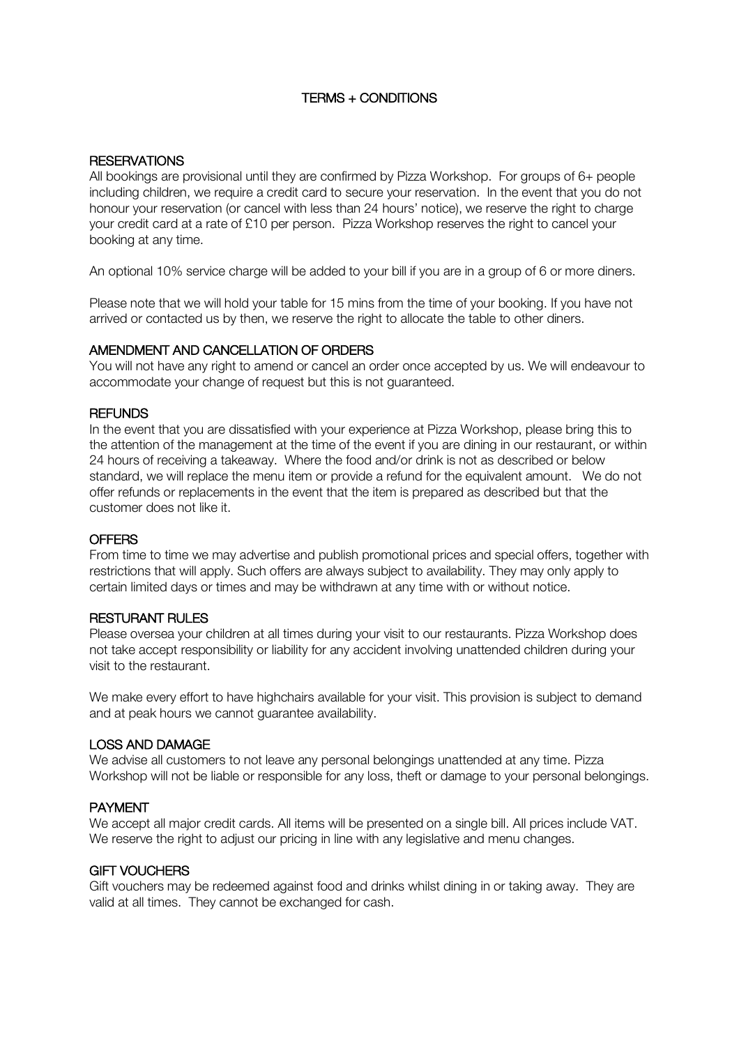# TERMS + CONDITIONS

## RESERVATIONS

All bookings are provisional until they are confirmed by Pizza Workshop. For groups of 6+ people including children, we require a credit card to secure your reservation. In the event that you do not honour your reservation (or cancel with less than 24 hours' notice), we reserve the right to charge your credit card at a rate of £10 per person. Pizza Workshop reserves the right to cancel your booking at any time.

An optional 10% service charge will be added to your bill if you are in a group of 6 or more diners.

Please note that we will hold your table for 15 mins from the time of your booking. If you have not arrived or contacted us by then, we reserve the right to allocate the table to other diners.

## AMENDMENT AND CANCELLATION OF ORDERS

You will not have any right to amend or cancel an order once accepted by us. We will endeavour to accommodate your change of request but this is not guaranteed.

## REFUNDS

In the event that you are dissatisfied with your experience at Pizza Workshop, please bring this to the attention of the management at the time of the event if you are dining in our restaurant, or within 24 hours of receiving a takeaway. Where the food and/or drink is not as described or below standard, we will replace the menu item or provide a refund for the equivalent amount. We do not offer refunds or replacements in the event that the item is prepared as described but that the customer does not like it.

## OFFERS

From time to time we may advertise and publish promotional prices and special offers, together with restrictions that will apply. Such offers are always subject to availability. They may only apply to certain limited days or times and may be withdrawn at any time with or without notice.

## RESTURANT RULES

Please oversea your children at all times during your visit to our restaurants. Pizza Workshop does not take accept responsibility or liability for any accident involving unattended children during your visit to the restaurant.

We make every effort to have highchairs available for your visit. This provision is subject to demand and at peak hours we cannot guarantee availability.

## LOSS AND DAMAGE

We advise all customers to not leave any personal belongings unattended at any time. Pizza Workshop will not be liable or responsible for any loss, theft or damage to your personal belongings.

## PAYMENT

We accept all major credit cards. All items will be presented on a single bill. All prices include VAT. We reserve the right to adjust our pricing in line with any legislative and menu changes.

## GIFT VOUCHERS

Gift vouchers may be redeemed against food and drinks whilst dining in or taking away. They are valid at all times. They cannot be exchanged for cash.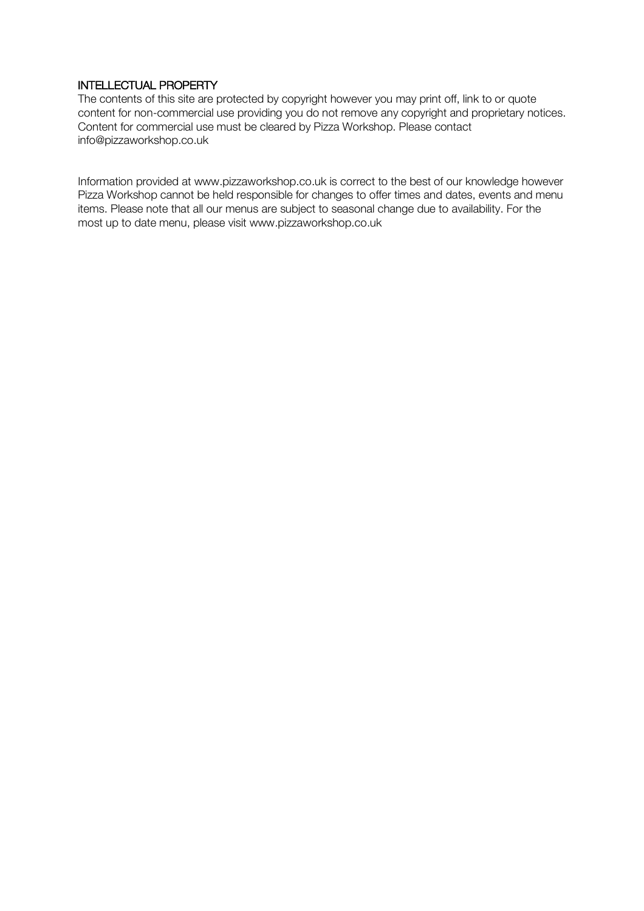## INTELLECTUAL PROPERTY

The contents of this site are protected by copyright however you may print off, link to or quote content for non-commercial use providing you do not remove any copyright and proprietary notices. Content for commercial use must be cleared by Pizza Workshop. Please contact info@pizzaworkshop.co.uk

Information provided at www.pizzaworkshop.co.uk is correct to the best of our knowledge however Pizza Workshop cannot be held responsible for changes to offer times and dates, events and menu items. Please note that all our menus are subject to seasonal change due to availability. For the most up to date menu, please visit www.pizzaworkshop.co.uk